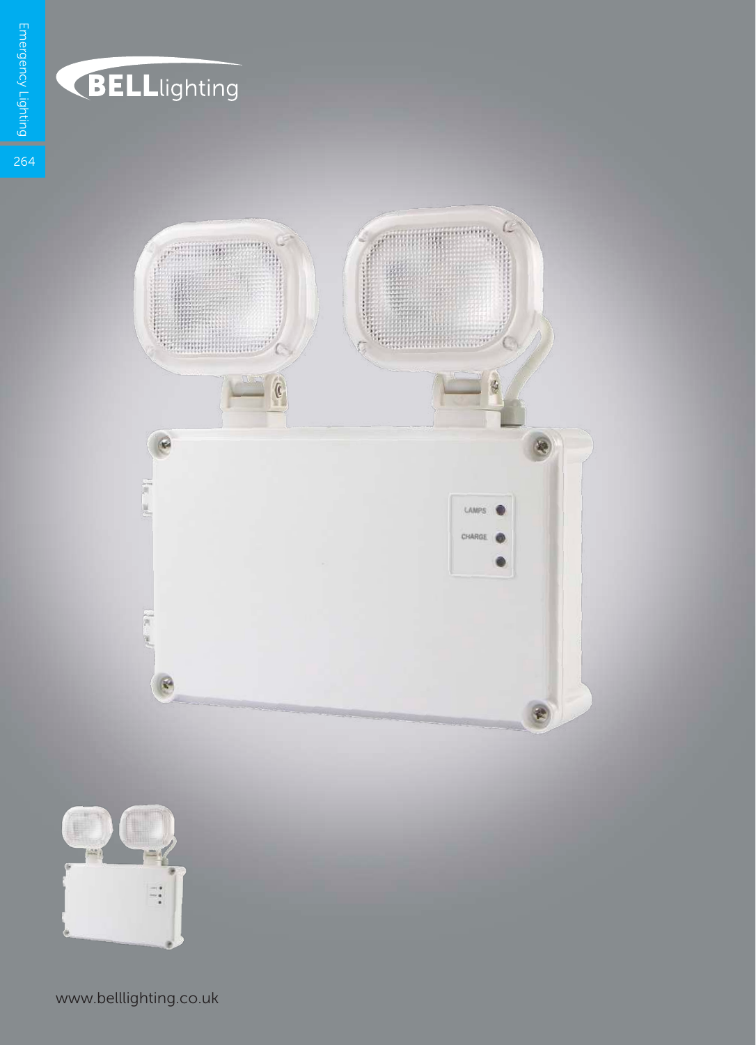BELLlighting

www.belllighting.co.uk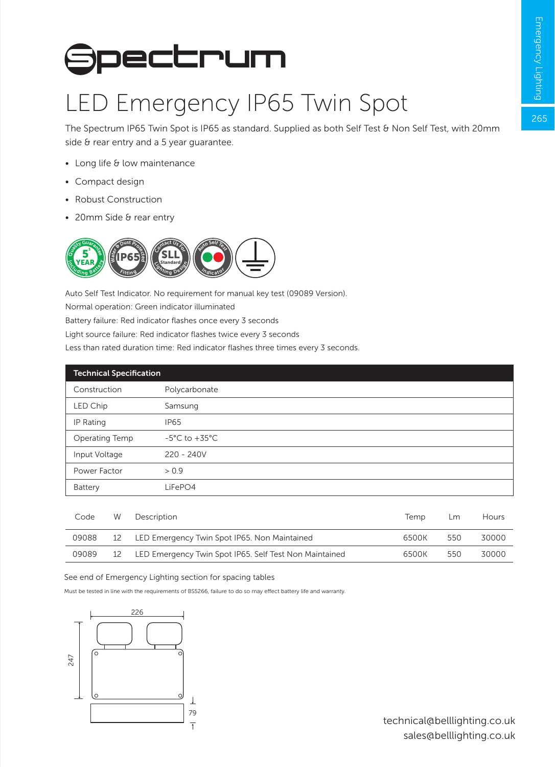# Spectrum

## LED Emergency IP65 Twin Spot

The Spectrum IP65 Twin Spot is IP65 as standard. Supplied as both Self Test & Non Self Test, with 20mm side & rear entry and a 5 year guarantee.

- Long life & low maintenance
- Compact design
- Robust Construction
- 20mm Side & rear entry

Auto Self Test Indicator. No requirement for manual key test (09089 Version).
Normal operation: Green indicator illuminated
Battery failure: Red indicator flashes once every 3 seconds
Light source failure: Red indicator flashes twice every 3 seconds
Less than rated duration time: Red indicator flashes three times every 3 seconds.

| Technical Specification | |
|---|---|
| Construction | Polycarbonate |
| LED Chip | Samsung |
| IP Rating | IP65 |
| Operating Temp | -5°C to +35°C |
| Input Voltage | 220 - 240V |
| Power Factor | > 0.9 |
| Battery | LiFePO4 |

| Code | W | Description | Temp | Lm | Hours |
|---|---|---|---|---|---|
| 09088 | 12 | LED Emergency Twin Spot IP65. Non Maintained | 6500K | 550 | 30000 |
| 09089 | 12 | LED Emergency Twin Spot IP65. Self Test Non Maintained | 6500K | 550 | 30000 |

See end of Emergency Lighting section for spacing tables

Must be tested in line with the requirements of BS5266, failure to do so may effect battery life and warranty.

226
247
79

technical@belllighting.co.uk
sales@belllighting.co.uk